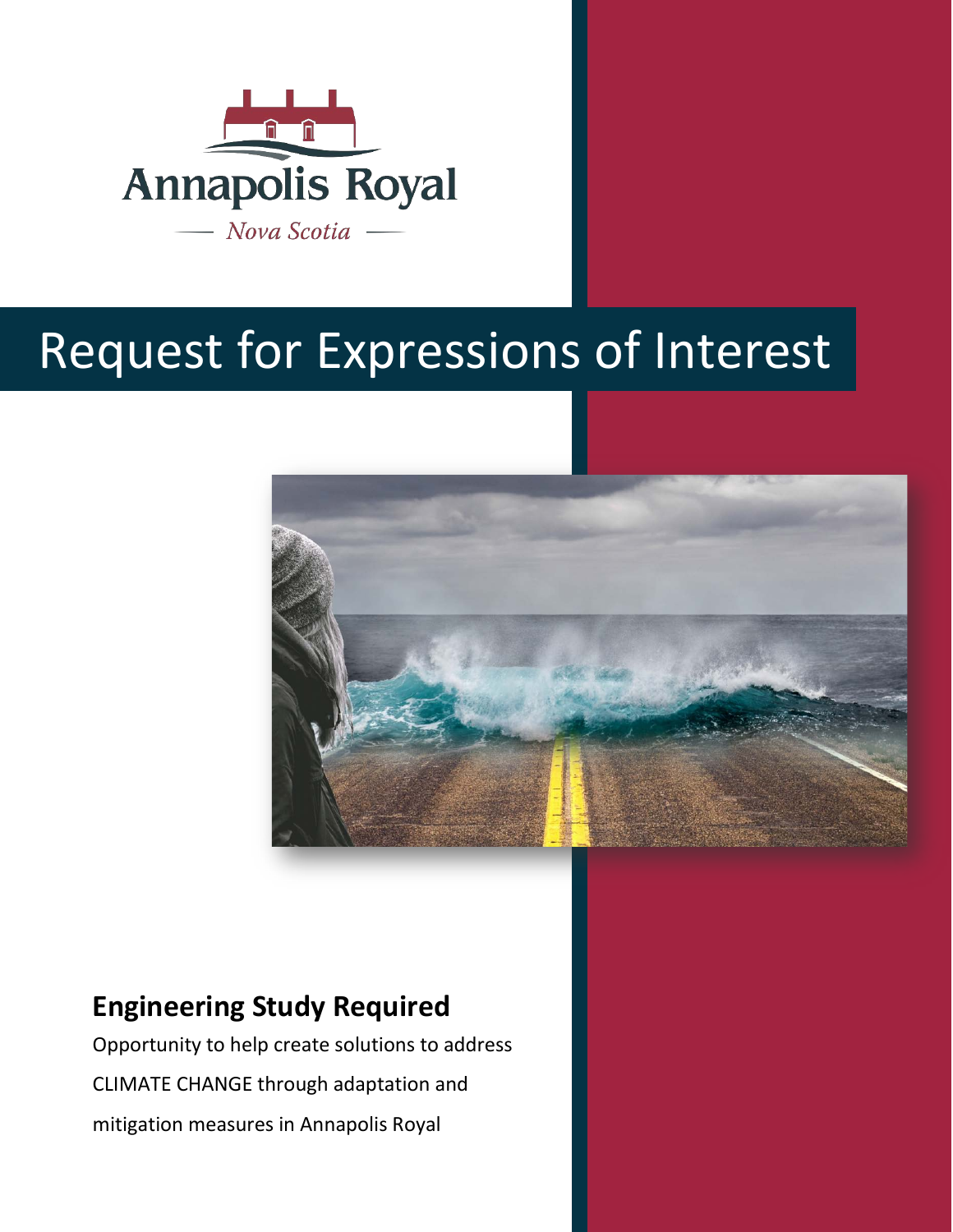Annapolis Royal

Nova Scotia

# Request for Expressions of Interest

## Engineering Study Required

Opportunity to help create solutions to address CLIMATE CHANGE through adaptation and mitigation measures in Annapolis Royal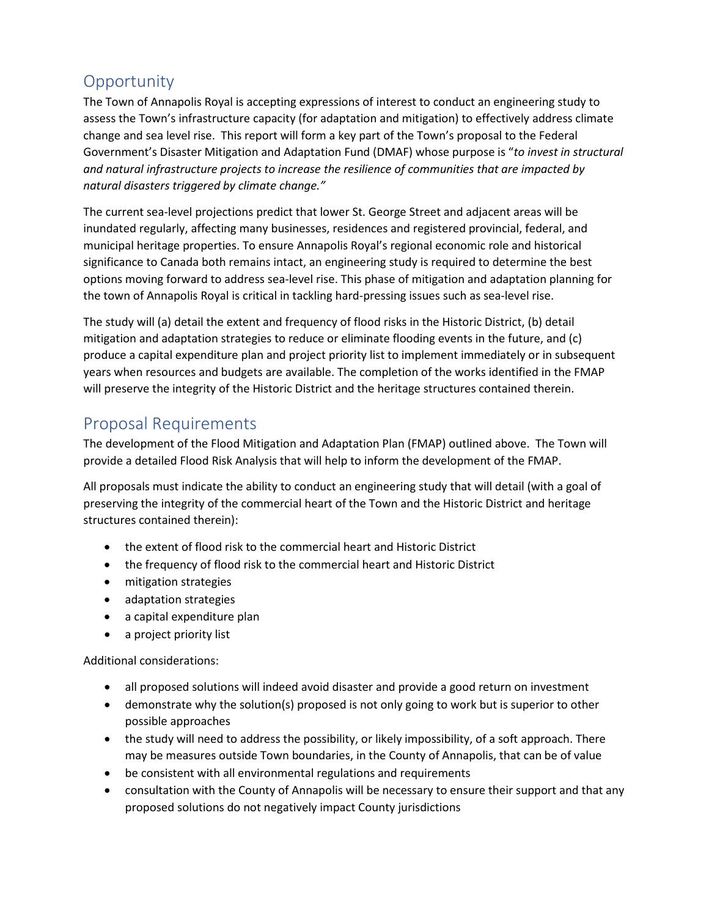## Opportunity

The Town of Annapolis Royal is accepting expressions of interest to conduct an engineering study to assess the Town's infrastructure capacity (for adaptation and mitigation) to effectively address climate change and sea level rise. This report will form a key part of the Town's proposal to the Federal Government's Disaster Mitigation and Adaptation Fund (DMAF) whose purpose is "*to invest in structural and natural infrastructure projects to increase the resilience of communities that are impacted by natural disasters triggered by climate change."*

The current sea-level projections predict that lower St. George Street and adjacent areas will be inundated regularly, affecting many businesses, residences and registered provincial, federal, and municipal heritage properties. To ensure Annapolis Royal's regional economic role and historical significance to Canada both remains intact, an engineering study is required to determine the best options moving forward to address sea-level rise. This phase of mitigation and adaptation planning for the town of Annapolis Royal is critical in tackling hard-pressing issues such as sea-level rise.

The study will (a) detail the extent and frequency of flood risks in the Historic District, (b) detail mitigation and adaptation strategies to reduce or eliminate flooding events in the future, and (c) produce a capital expenditure plan and project priority list to implement immediately or in subsequent years when resources and budgets are available. The completion of the works identified in the FMAP will preserve the integrity of the Historic District and the heritage structures contained therein.

## Proposal Requirements

The development of the Flood Mitigation and Adaptation Plan (FMAP) outlined above. The Town will provide a detailed Flood Risk Analysis that will help to inform the development of the FMAP.

All proposals must indicate the ability to conduct an engineering study that will detail (with a goal of preserving the integrity of the commercial heart of the Town and the Historic District and heritage structures contained therein):

- the extent of flood risk to the commercial heart and Historic District
- the frequency of flood risk to the commercial heart and Historic District
- mitigation strategies
- adaptation strategies
- a capital expenditure plan
- a project priority list

Additional considerations:

- all proposed solutions will indeed avoid disaster and provide a good return on investment
- demonstrate why the solution(s) proposed is not only going to work but is superior to other possible approaches
- the study will need to address the possibility, or likely impossibility, of a soft approach. There may be measures outside Town boundaries, in the County of Annapolis, that can be of value
- be consistent with all environmental regulations and requirements
- consultation with the County of Annapolis will be necessary to ensure their support and that any proposed solutions do not negatively impact County jurisdictions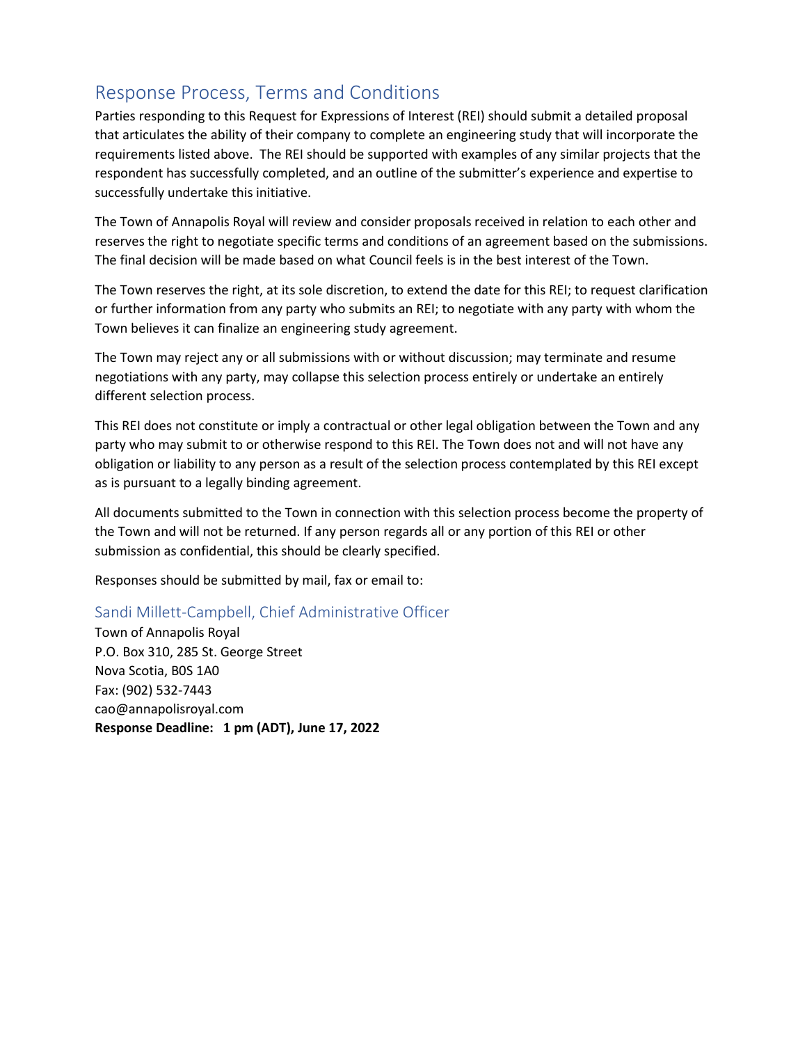## Response Process, Terms and Conditions

Parties responding to this Request for Expressions of Interest (REI) should submit a detailed proposal that articulates the ability of their company to complete an engineering study that will incorporate the requirements listed above. The REI should be supported with examples of any similar projects that the respondent has successfully completed, and an outline of the submitter's experience and expertise to successfully undertake this initiative.

The Town of Annapolis Royal will review and consider proposals received in relation to each other and reserves the right to negotiate specific terms and conditions of an agreement based on the submissions. The final decision will be made based on what Council feels is in the best interest of the Town.

The Town reserves the right, at its sole discretion, to extend the date for this REI; to request clarification or further information from any party who submits an REI; to negotiate with any party with whom the Town believes it can finalize an engineering study agreement.

The Town may reject any or all submissions with or without discussion; may terminate and resume negotiations with any party, may collapse this selection process entirely or undertake an entirely different selection process.

This REI does not constitute or imply a contractual or other legal obligation between the Town and any party who may submit to or otherwise respond to this REI. The Town does not and will not have any obligation or liability to any person as a result of the selection process contemplated by this REI except as is pursuant to a legally binding agreement.

All documents submitted to the Town in connection with this selection process become the property of the Town and will not be returned. If any person regards all or any portion of this REI or other submission as confidential, this should be clearly specified.

Responses should be submitted by mail, fax or email to:

### Sandi Millett-Campbell, Chief Administrative Officer

Town of Annapolis Royal
P.O. Box 310, 285 St. George Street
Nova Scotia, B0S 1A0
Fax: (902) 532-7443
cao@annapolisroyal.com
**Response Deadline: 1 pm (ADT), June 17, 2022**